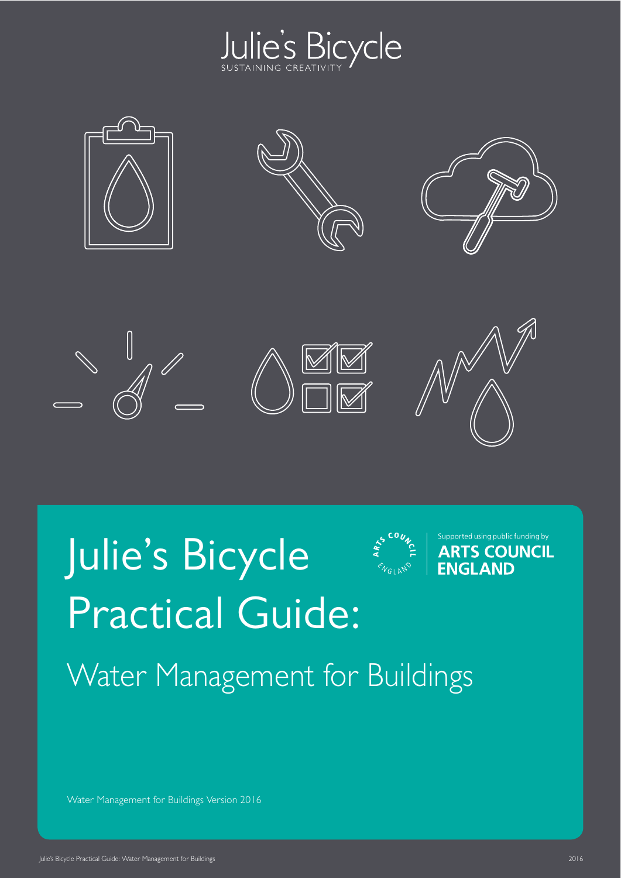Julie's Bicycle
SUSTAINING CREATIVITY

# Julie's Bicycle Practical Guide:

## Water Management for Buildings

Supported using public funding by ARTS COUNCIL ENGLAND

Water Management for Buildings Version 2016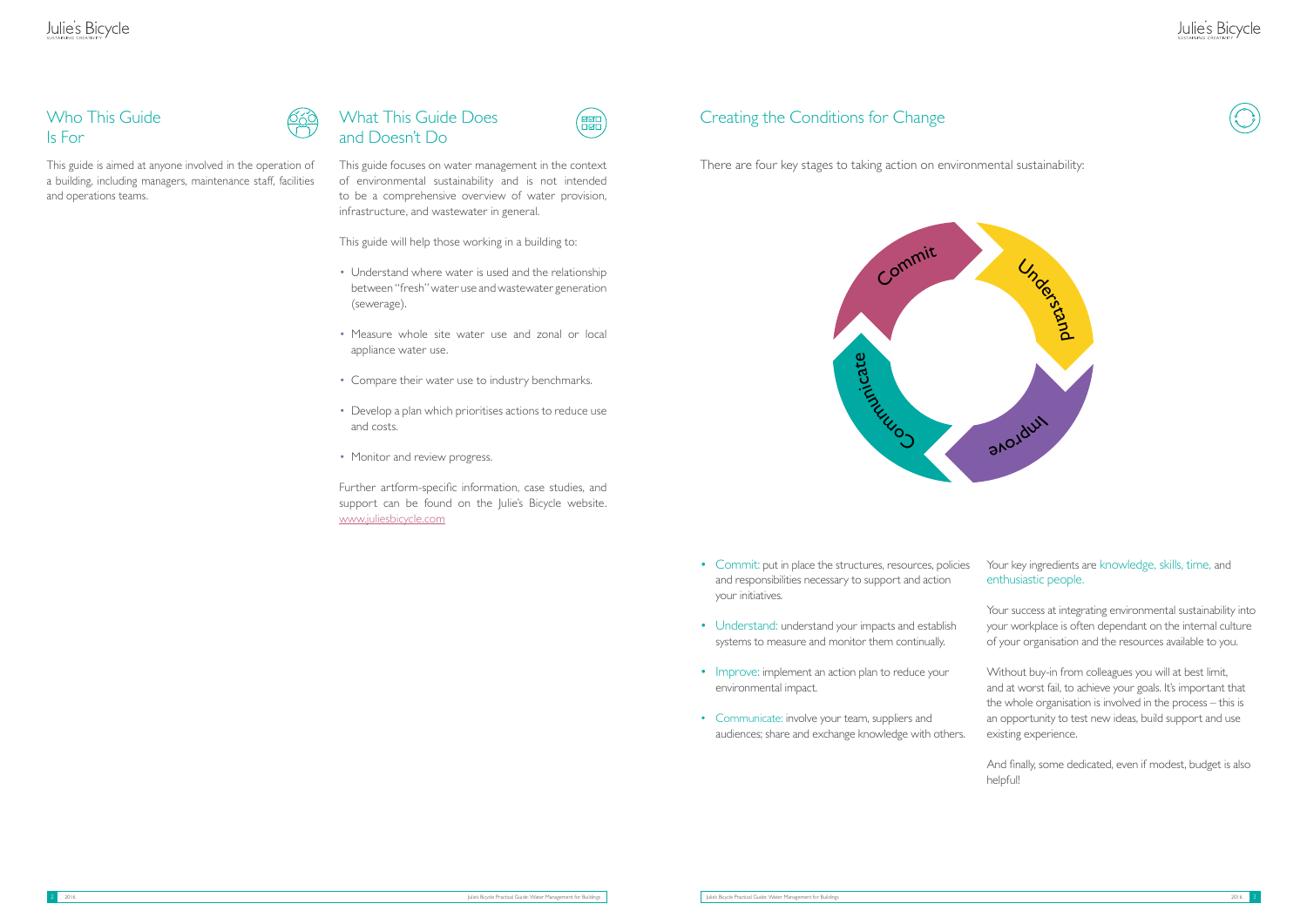## Who This Guide Is For

This guide is aimed at anyone involved in the operation of a building, including managers, maintenance staff, facilities and operations teams.

## What This Guide Does and Doesn't Do

This guide focuses on water management in the context of environmental sustainability and is not intended to be a comprehensive overview of water provision, infrastructure, and wastewater in general.

This guide will help those working in a building to:

- Understand where water is used and the relationship between "fresh" water use and wastewater generation (sewerage).
- Measure whole site water use and zonal or local appliance water use.
- Compare their water use to industry benchmarks.
- Develop a plan which prioritises actions to reduce use and costs.
- Monitor and review progress.

Further artform-specific information, case studies, and support can be found on the Julie's Bicycle website. www.juliesbicycle.com

## Creating the Conditions for Change

There are four key stages to taking action on environmental sustainability:

Commit → Understand → Improve → Communicate

- Commit: put in place the structures, resources, policies and responsibilities necessary to support and action your initiatives.
- Understand: understand your impacts and establish systems to measure and monitor them continually.
- Improve: implement an action plan to reduce your environmental impact.
- Communicate: involve your team, suppliers and audiences; share and exchange knowledge with others.

Your key ingredients are knowledge, skills, time, and enthusiastic people.

Your success at integrating environmental sustainability into your workplace is often dependant on the internal culture of your organisation and the resources available to you.

Without buy-in from colleagues you will at best limit, and at worst fail, to achieve your goals. It's important that the whole organisation is involved in the process – this is an opportunity to test new ideas, build support and use existing experience.

And finally, some dedicated, even if modest, budget is also helpful!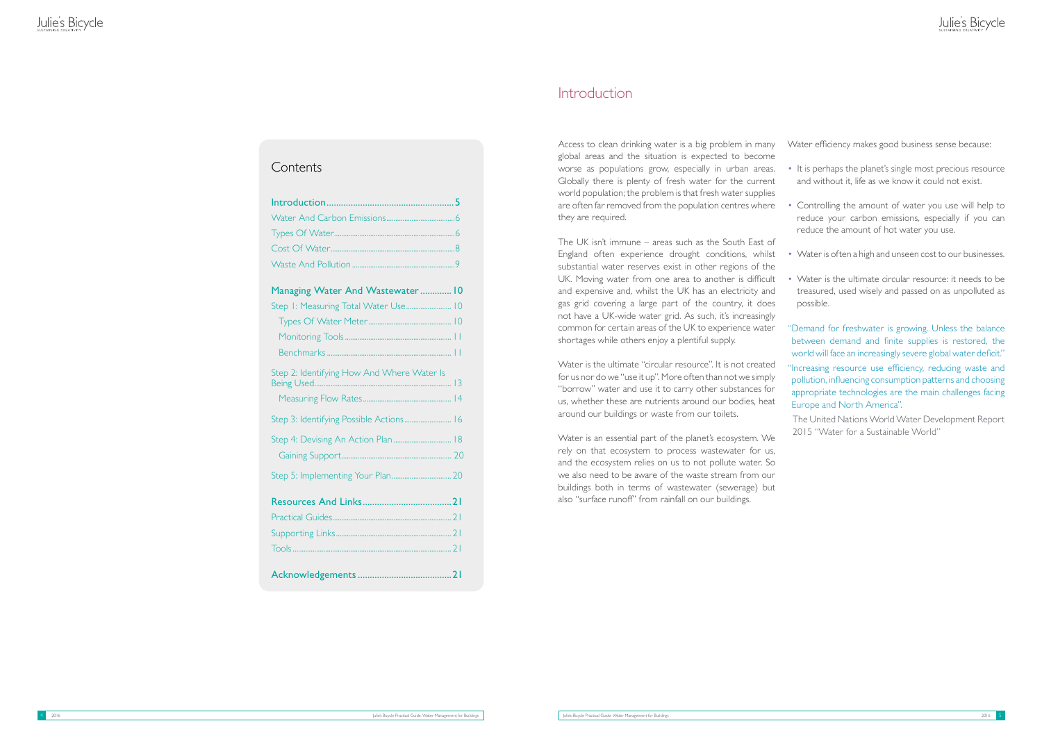## Contents

| | |
|---|---|
| **Introduction** | **5** |
| Water And Carbon Emissions | 6 |
| Types Of Water | 6 |
| Cost Of Water | 8 |
| Waste And Pollution | 9 |
| **Managing Water And Wastewater** | **10** |
| Step 1: Measuring Total Water Use | 10 |
| Types Of Water Meter | 10 |
| Monitoring Tools | 11 |
| Benchmarks | 11 |
| Step 2: Identifying How And Where Water Is Being Used | 13 |
| Measuring Flow Rates | 14 |
| Step 3: Identifying Possible Actions | 16 |
| Step 4: Devising An Action Plan | 18 |
| Gaining Support | 20 |
| Step 5: Implementing Your Plan | 20 |
| **Resources And Links** | **21** |
| Practical Guides | 21 |
| Supporting Links | 21 |
| Tools | 21 |
| **Acknowledgements** | **21** |

# Introduction

Access to clean drinking water is a big problem in many global areas and the situation is expected to become worse as populations grow, especially in urban areas. Globally there is plenty of fresh water for the current world population; the problem is that fresh water supplies are often far removed from the population centres where they are required.

The UK isn't immune – areas such as the South East of England often experience drought conditions, whilst substantial water reserves exist in other regions of the UK. Moving water from one area to another is difficult and expensive and, whilst the UK has an electricity and gas grid covering a large part of the country, it does not have a UK-wide water grid. As such, it's increasingly common for certain areas of the UK to experience water shortages while others enjoy a plentiful supply.

Water is the ultimate "circular resource". It is not created for us nor do we "use it up". More often than not we simply "borrow" water and use it to carry other substances for us, whether these are nutrients around our bodies, heat around our buildings or waste from our toilets.

Water is an essential part of the planet's ecosystem. We rely on that ecosystem to process wastewater for us, and the ecosystem relies on us to not pollute water. So we also need to be aware of the waste stream from our buildings both in terms of wastewater (sewerage) but also "surface runoff" from rainfall on our buildings.

Water efficiency makes good business sense because:

- It is perhaps the planet's single most precious resource and without it, life as we know it could not exist.
- Controlling the amount of water you use will help to reduce your carbon emissions, especially if you can reduce the amount of hot water you use.
- Water is often a high and unseen cost to our businesses.
- Water is the ultimate circular resource: it needs to be treasured, used wisely and passed on as unpolluted as possible.

"Demand for freshwater is growing. Unless the balance between demand and finite supplies is restored, the world will face an increasingly severe global water deficit."

"Increasing resource use efficiency, reducing waste and pollution, influencing consumption patterns and choosing appropriate technologies are the main challenges facing Europe and North America".

The United Nations World Water Development Report 2015 "Water for a Sustainable World"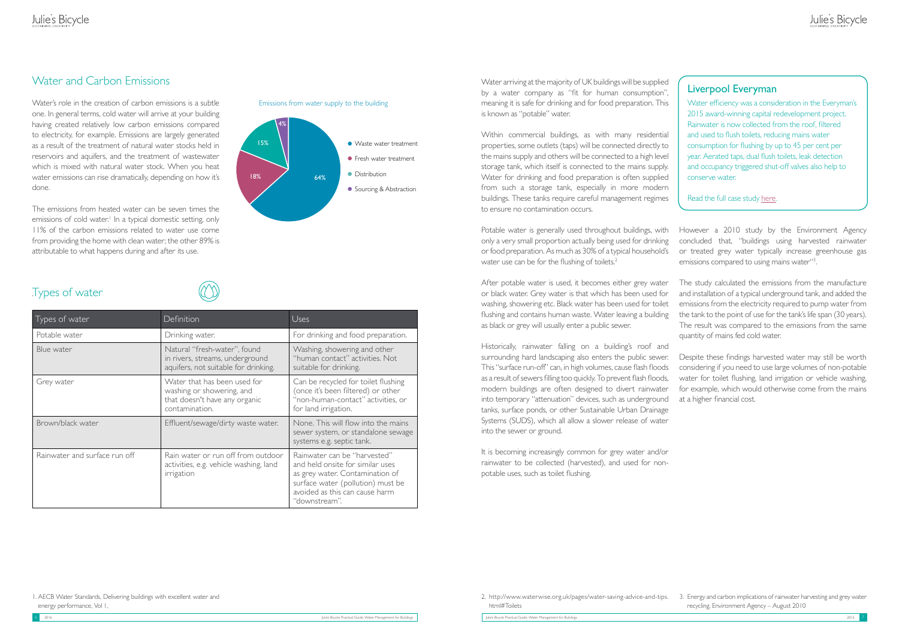## Water and Carbon Emissions

Water's role in the creation of carbon emissions is a subtle one. In general terms, cold water will arrive at your building having created relatively low carbon emissions compared to electricity, for example. Emissions are largely generated as a result of the treatment of natural water stocks held in reservoirs and aquifers, and the treatment of wastewater which is mixed with natural water stock. When you heat water emissions can rise dramatically, depending on how it's done.

The emissions from heated water can be seven times the emissions of cold water.[1] In a typical domestic setting, only 11% of the carbon emissions related to water use come from providing the home with clean water; the other 89% is attributable to what happens during and after its use.

Emissions from water supply to the building

- Waste water treatment: 64%
- Fresh water treatment: 18%
- Distribution: 15%
- Sourcing & Abstraction: 4%

## Types of water

| Types of water | Definition | Uses |
|---|---|---|
| Potable water | Drinking water. | For drinking and food preparation. |
| Blue water | Natural "fresh-water", found in rivers, streams, underground aquifers, not suitable for drinking. | Washing, showering and other "human contact" activities. Not suitable for drinking. |
| Grey water | Water that has been used for washing or showering, and that doesn't have any organic contamination. | Can be recycled for toilet flushing (once it's been filtered) or other "non-human-contact" activities, or for land irrigation. |
| Brown/black water | Effluent/sewage/dirty waste water. | None. This will flow into the mains sewer system, or standalone sewage systems e.g. septic tank. |
| Rainwater and surface run off | Rain water or run off from outdoor activities, e.g. vehicle washing, land irrigation | Rainwater can be "harvested" and held onsite for similar uses as grey water. Contamination of surface water (pollution) must be avoided as this can cause harm "downstream". |

Water arriving at the majority of UK buildings will be supplied by a water company as "fit for human consumption", meaning it is safe for drinking and for food preparation. This is known as "potable" water.

Within commercial buildings, as with many residential properties, some outlets (taps) will be connected directly to the mains supply and others will be connected to a high level storage tank, which itself is connected to the mains supply. Water for drinking and food preparation is often supplied from such a storage tank, especially in more modern buildings. These tanks require careful management regimes to ensure no contamination occurs.

Potable water is generally used throughout buildings, with only a very small proportion actually being used for drinking or food preparation. As much as 30% of a typical household's water use can be for the flushing of toilets.[2]

After potable water is used, it becomes either grey water or black water. Grey water is that which has been used for washing, showering etc. Black water has been used for toilet flushing and contains human waste. Water leaving a building as black or grey will usually enter a public sewer.

Historically, rainwater falling on a building's roof and surrounding hard landscaping also enters the public sewer. This "surface run-off" can, in high volumes, cause flash floods as a result of sewers filling too quickly. To prevent flash floods, modern buildings are often designed to divert rainwater into temporary "attenuation" devices, such as underground tanks, surface ponds, or other Sustainable Urban Drainage Systems (SUDS), which all allow a slower release of water into the sewer or ground.

It is becoming increasingly common for grey water and/or rainwater to be collected (harvested), and used for non-potable uses, such as toilet flushing.

### Liverpool Everyman

Water efficiency was a consideration in the Everyman's 2015 award-winning capital redevelopment project. Rainwater is now collected from the roof, filtered and used to flush toilets, reducing mains water consumption for flushing by up to 45 per cent per year. Aerated taps, dual flush toilets, leak detection and occupancy triggered shut-off valves also help to conserve water.

Read the full case study here.

However a 2010 study by the Environment Agency concluded that, "buildings using harvested rainwater or treated grey water typically increase greenhouse gas emissions compared to using mains water"[3].

The study calculated the emissions from the manufacture and installation of a typical underground tank, and added the emissions from the electricity required to pump water from the tank to the point of use for the tank's life span (30 years). The result was compared to the emissions from the same quantity of mains fed cold water.

Despite these findings harvested water may still be worth considering if you need to use large volumes of non-potable water for toilet flushing, land irrigation or vehicle washing, for example, which would otherwise come from the mains at a higher financial cost.

1. AECB Water Standards, Delivering buildings with excellent water and energy performance, Vol 1.

2. http://www.waterwise.org.uk/pages/water-saving-advice-and-tips.html#Toilets

3. Energy and carbon implications of rainwater harvesting and grey water recycling, Environment Agency – August 2010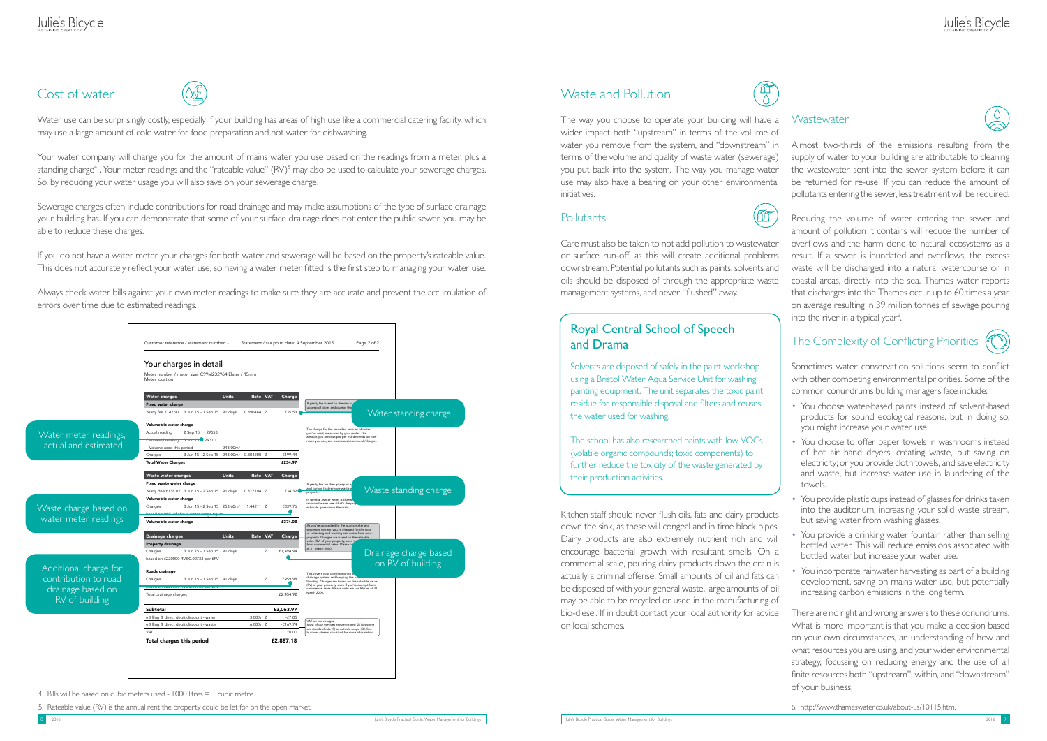## Cost of water

Water use can be surprisingly costly, especially if your building has areas of high use like a commercial catering facility, which may use a large amount of cold water for food preparation and hot water for dishwashing.

Your water company will charge you for the amount of mains water you use based on the readings from a meter, plus a standing charge[4]. Your meter readings and the "rateable value" (RV)[5] may also be used to calculate your sewerage charges. So, by reducing your water usage you will also save on your sewerage charge.

Sewerage charges often include contributions for road drainage and may make assumptions of the type of surface drainage your building has. If you can demonstrate that some of your surface drainage does not enter the public sewer, you may be able to reduce these charges.

If you do not have a water meter your charges for both water and sewerage will be based on the property's rateable value. This does not accurately reflect your water use, so having a water meter fitted is the first step to managing your water use.

Always check water bills against your own meter readings to make sure they are accurate and prevent the accumulation of errors over time due to estimated readings.

Customer reference / statement number: - Statement / tax point date: 4 September 2015 Page 2 of 2

**Your charges in detail**

Meter number / meter size: C99M232964 Elster / 15mm
Meter location

| Water charges | Units | Rate | VAT | Charge |
|---|---|---|---|---|
| **Fixed water charge** | | | | |
| Yearly fee £142.91 3 Jun 15 - 1 Sep 15 91 days | | 0.390464 | Z | £35.53 |
| **Volumetric water charge** | | | | |
| Actual reading 2 Sep 15 29558 | | | | |
| Estimated reading 3 Jun 15 29310 | | | | |
| – Volume used this period | 248.00m³ | | | |
| Charges 3 Jun 15 - 2 Sep 15 | 248.00m³ | 0.804200 | Z | £199.44 |
| **Total Water Charges** | | | | **£234.97** |

| Waste water charges | Units | Rate | VAT | Charge |
|---|---|---|---|---|
| **Fixed waste water charge** | | | | |
| Yearly dee £138.02 3 Jun 15 - 2 Sep 15 91 days | | 0.377104 | Z | £34.32 |
| **Volumetric water charge** | | | | |
| Charges 3 Jun 15 - 2 Sep 15 | 253.60m³ | 1.44211 | Z | £339.76 |
| **Volumetric water charge** | | | | **£374.08** |

| Drainage charges | Units | Rate | VAT | Charge |
|---|---|---|---|---|
| **Property drainage** | | | | |
| Charges 3 Jun 15 - 1 Sep 15 91 days | | | Z | £1,494.94 |
| based on £220000 RV@0.02733 per £RV | | | | |
| **Roads drainage** | | | | |
| Charges 3 Jun 15 - 1 Sep 15 91 days | | | Z | £959.98 |
| Total drainage charges | | | | £2,454.92 |

| | | | |
|---|---|---|---|
| **Subtotal** | | | **£3,063.97** |
| eBilling & direct debit discount - water | 3.00% | Z | -£7.05 |
| eBilling & direct debit discount - waste | 6.00% | Z | -£169.74 |
| VAT | | | £0.00 |
| **Total charges this period** | | | **£2,887.18** |

Annotations: Water meter readings, actual and estimated; Water standing charge; Waste standing charge; Waste charge based on water meter readings; Drainage charge based on RV of building; Additional charge for contribution to road drainage based on RV of building.

4. Bills will be based on cubic meters used - 1000 litres = 1 cubic metre.

5. Rateable value (RV) is the annual rent the property could be let for on the open market.

## Waste and Pollution

The way you choose to operate your building will have a wider impact both "upstream" in terms of the volume of water you remove from the system, and "downstream" in terms of the volume and quality of waste water (sewerage) you put back into the system. The way you manage water use may also have a bearing on your other environmental initiatives.

### Pollutants

Care must also be taken to not add pollution to wastewater or surface run-off, as this will create additional problems downstream. Potential pollutants such as paints, solvents and oils should be disposed of through the appropriate waste management systems, and never "flushed" away.

### Royal Central School of Speech and Drama

Solvents are disposed of safely in the paint workshop using a Bristol Water Aqua Service Unit for washing painting equipment. The unit separates the toxic paint residue for responsible disposal and filters and reuses the water used for washing.

The school has also researched paints with low VOCs (volatile organic compounds; toxic components) to further reduce the toxicity of the waste generated by their production activities.

Kitchen staff should never flush oils, fats and dairy products down the sink, as these will congeal and in time block pipes. Dairy products are also extremely nutrient rich and will encourage bacterial growth with resultant smells. On a commercial scale, pouring dairy products down the drain is actually a criminal offense. Small amounts of oil and fats can be disposed of with your general waste, large amounts of oil may be able to be recycled or used in the manufacturing of bio-diesel. If in doubt contact your local authority for advice on local schemes.

### Wastewater

Almost two-thirds of the emissions resulting from the supply of water to your building are attributable to cleaning the wastewater sent into the sewer system before it can be returned for re-use. If you can reduce the amount of pollutants entering the sewer, less treatment will be required.

Reducing the volume of water entering the sewer and amount of pollution it contains will reduce the number of overflows and the harm done to natural ecosystems as a result. If a sewer is inundated and overflows, the excess waste will be discharged into a natural watercourse or in coastal areas, directly into the sea. Thames water reports that discharges into the Thames occur up to 60 times a year on average resulting in 39 million tonnes of sewage pouring into the river in a typical year[6].

### The Complexity of Conflicting Priorities

Sometimes water conservation solutions seem to conflict with other competing environmental priorities. Some of the common conundrums building managers face include:

- You choose water-based paints instead of solvent-based products for sound ecological reasons, but in doing so, you might increase your water use.
- You choose to offer paper towels in washrooms instead of hot air hand dryers, creating waste, but saving on electricity; or you provide cloth towels, and save electricity and waste, but increase water use in laundering of the towels.
- You provide plastic cups instead of glasses for drinks taken into the auditorium, increasing your solid waste stream, but saving water from washing glasses.
- You provide a drinking water fountain rather than selling bottled water. This will reduce emissions associated with bottled water but increase your water use.
- You incorporate rainwater harvesting as part of a building development, saving on mains water use, but potentially increasing carbon emissions in the long term.

There are no right and wrong answers to these conundrums. What is more important is that you make a decision based on your own circumstances, an understanding of how and what resources you are using, and your wider environmental strategy, focussing on reducing energy and the use of all finite resources both "upstream", within, and "downstream" of your business.

6. http://www.thameswater.co.uk/about-us/10115.htm.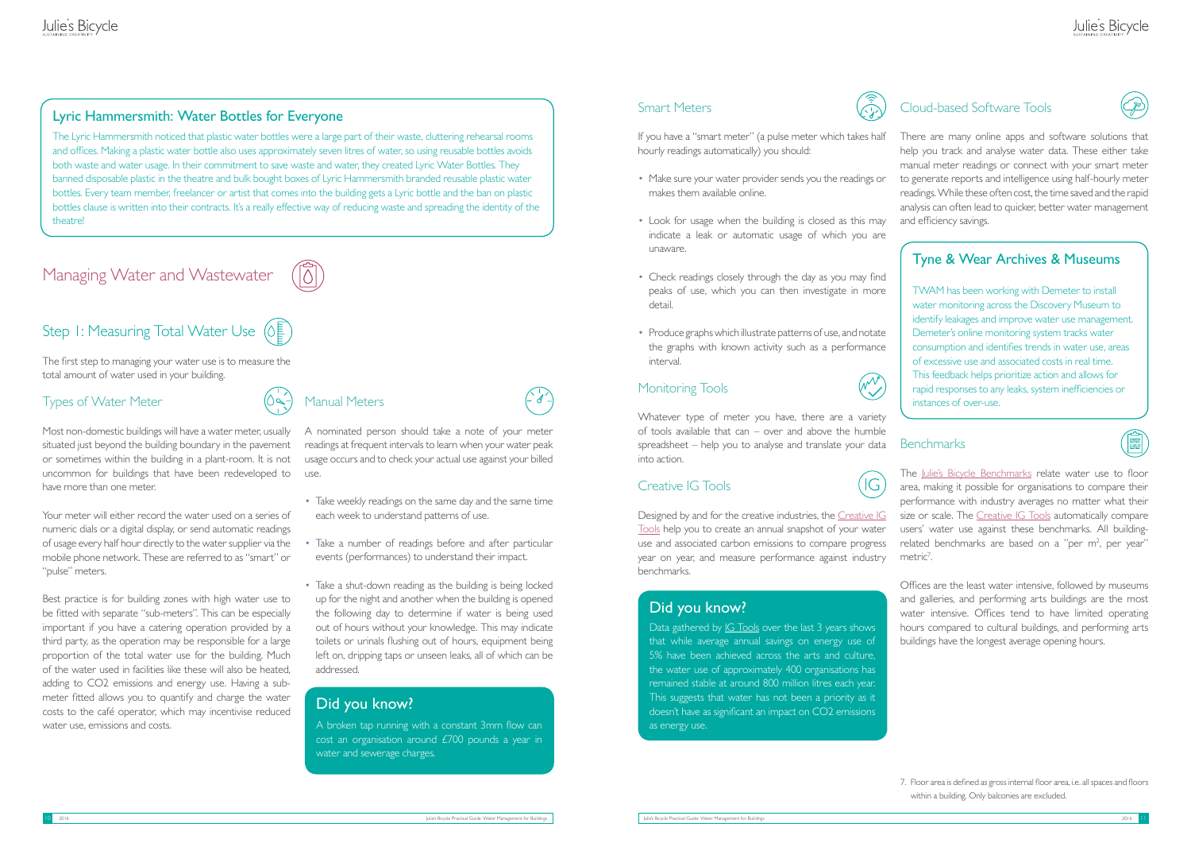## Lyric Hammersmith: Water Bottles for Everyone

The Lyric Hammersmith noticed that plastic water bottles were a large part of their waste, cluttering rehearsal rooms and offices. Making a plastic water bottle also uses approximately seven litres of water, so using reusable bottles avoids both waste and water usage. In their commitment to save waste and water, they created Lyric Water Bottles. They banned disposable plastic in the theatre and bulk bought boxes of Lyric Hammersmith branded reusable plastic water bottles. Every team member, freelancer or artist that comes into the building gets a Lyric bottle and the ban on plastic bottles clause is written into their contracts. It's a really effective way of reducing waste and spreading the identity of the theatre!

# Managing Water and Wastewater

## Step 1: Measuring Total Water Use

The first step to managing your water use is to measure the total amount of water used in your building.

### Types of Water Meter

Most non-domestic buildings will have a water meter, usually situated just beyond the building boundary in the pavement or sometimes within the building in a plant-room. It is not uncommon for buildings that have been redeveloped to have more than one meter.

Your meter will either record the water used on a series of numeric dials or a digital display, or send automatic readings of usage every half hour directly to the water supplier via the mobile phone network. These are referred to as "smart" or "pulse" meters.

Best practice is for building zones with high water use to be fitted with separate "sub-meters". This can be especially important if you have a catering operation provided by a third party, as the operation may be responsible for a large proportion of the total water use for the building. Much of the water used in facilities like these will also be heated, adding to $CO_2$ emissions and energy use. Having a sub-meter fitted allows you to quantify and charge the water costs to the café operator, which may incentivise reduced water use, emissions and costs.

### Manual Meters

A nominated person should take a note of your meter readings at frequent intervals to learn when your water peak usage occurs and to check your actual use against your billed use.

- Take weekly readings on the same day and the same time each week to understand patterns of use.
- Take a number of readings before and after particular events (performances) to understand their impact.
- Take a shut-down reading as the building is being locked up for the night and another when the building is opened the following day to determine if water is being used out of hours without your knowledge. This may indicate toilets or urinals flushing out of hours, equipment being left on, dripping taps or unseen leaks, all of which can be addressed.

### Did you know?

A broken tap running with a constant 3mm flow can cost an organisation around £700 pounds a year in water and sewerage charges.

### Smart Meters

If you have a "smart meter" (a pulse meter which takes half hourly readings automatically) you should:

- Make sure your water provider sends you the readings or makes them available online.
- Look for usage when the building is closed as this may indicate a leak or automatic usage of which you are unaware.
- Check readings closely through the day as you may find peaks of use, which you can then investigate in more detail.
- Produce graphs which illustrate patterns of use, and notate the graphs with known activity such as a performance interval.

### Monitoring Tools

Whatever type of meter you have, there are a variety of tools available that can – over and above the humble spreadsheet – help you to analyse and translate your data into action.

### Creative IG Tools

Designed by and for the creative industries, the Creative IG Tools help you to create an annual snapshot of your water use and associated carbon emissions to compare progress year on year, and measure performance against industry benchmarks.

### Did you know?

Data gathered by IG Tools over the last 3 years shows that while average annual savings on energy use of 5% have been achieved across the arts and culture, the water use of approximately 400 organisations has remained stable at around 800 million litres each year. This suggests that water has not been a priority as it doesn't have as significant an impact on $CO_2$ emissions as energy use.

### Cloud-based Software Tools

There are many online apps and software solutions that help you track and analyse water data. These either take manual meter readings or connect with your smart meter to generate reports and intelligence using half-hourly meter readings. While these often cost, the time saved and the rapid analysis can often lead to quicker, better water management and efficiency savings.

### Tyne & Wear Archives & Museums

TWAM has been working with Demeter to install water monitoring across the Discovery Museum to identify leakages and improve water use management. Demeter's online monitoring system tracks water consumption and identifies trends in water use, areas of excessive use and associated costs in real time. This feedback helps prioritize action and allows for rapid responses to any leaks, system inefficiencies or instances of over-use.

### Benchmarks

The Julie's Bicycle Benchmarks relate water use to floor area, making it possible for organisations to compare their performance with industry averages no matter what their size or scale. The Creative IG Tools automatically compare users' water use against these benchmarks. All building-related benchmarks are based on a "per $m^2$, per year" metric[7].

Offices are the least water intensive, followed by museums and galleries, and performing arts buildings are the most water intensive. Offices tend to have limited operating hours compared to cultural buildings, and performing arts buildings have the longest average opening hours.

7. Floor area is defined as gross internal floor area, i.e. all spaces and floors within a building. Only balconies are excluded.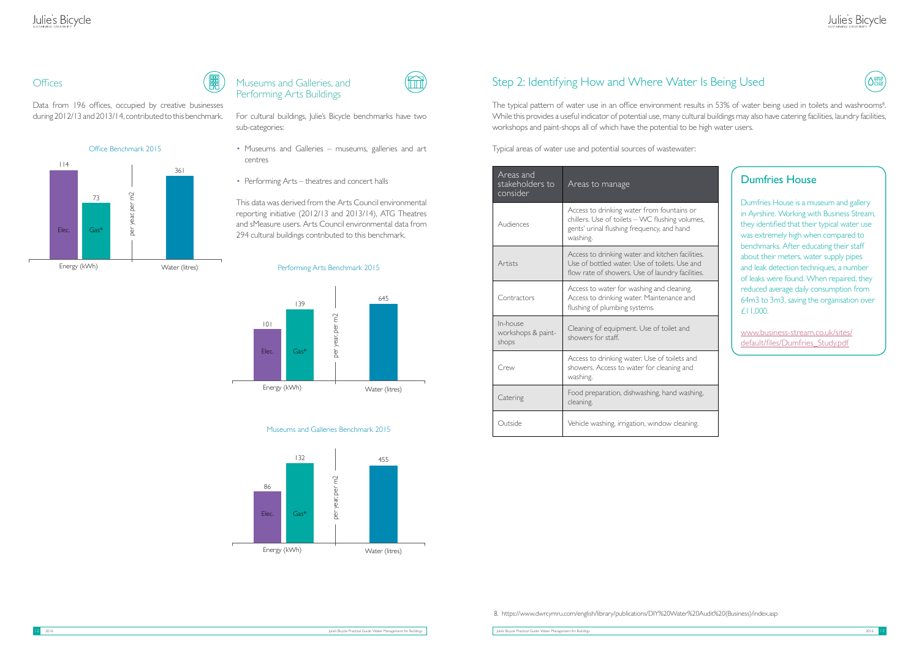## Offices

Data from 196 offices, occupied by creative businesses during 2012/13 and 2013/14, contributed to this benchmark.

Office Benchmark 2015

| Energy (kWh) per year, per m2 | | Water (litres) per year, per m2 |
|---|---|---|
| Elec. | Gas* | |
| 114 | 73 | 361 |

## Museums and Galleries, and Performing Arts Buildings

For cultural buildings, Julie's Bicycle benchmarks have two sub-categories:

- Museums and Galleries – museums, galleries and art centres
- Performing Arts – theatres and concert halls

This data was derived from the Arts Council environmental reporting initiative (2012/13 and 2013/14), ATG Theatres and sMeasure users. Arts Council environmental data from 294 cultural buildings contributed to this benchmark.

Performing Arts Benchmark 2015

| Energy (kWh) per year, per m2 | | Water (litres) per year, per m2 |
|---|---|---|
| Elec. | Gas* | |
| 101 | 139 | 645 |

Museums and Galleries Benchmark 2015

| Energy (kWh) per year, per m2 | | Water (litres) per year, per m2 |
|---|---|---|
| Elec. | Gas* | |
| 86 | 132 | 455 |

## Step 2: Identifying How and Where Water Is Being Used

The typical pattern of water use in an office environment results in 53% of water being used in toilets and washrooms[8]. While this provides a useful indicator of potential use, many cultural buildings may also have catering facilities, laundry facilities, workshops and paint-shops all of which have the potential to be high water users.

Typical areas of water use and potential sources of wastewater:

| Areas and stakeholders to consider | Areas to manage |
|---|---|
| Audiences | Access to drinking water from fountains or chillers. Use of toilets – WC flushing volumes, gents' urinal flushing frequency, and hand washing. |
| Artists | Access to drinking water and kitchen facilities. Use of bottled water. Use of toilets. Use and flow rate of showers. Use of laundry facilities. |
| Contractors | Access to water for washing and cleaning. Access to drinking water. Maintenance and flushing of plumbing systems. |
| In-house workshops & paint-shops | Cleaning of equipment. Use of toilet and showers for staff. |
| Crew | Access to drinking water. Use of toilets and showers. Access to water for cleaning and washing. |
| Catering | Food preparation, dishwashing, hand washing, cleaning. |
| Outside | Vehicle washing, irrigation, window cleaning. |

### Dumfries House

Dumfries House is a museum and gallery in Ayrshire. Working with Business Stream, they identified that their typical water use was extremely high when compared to benchmarks. After educating their staff about their meters, water supply pipes and leak detection techniques, a number of leaks were found. When repaired, they reduced average daily consumption from 64m3 to 3m3, saving the organisation over £11,000.

www.business-stream.co.uk/sites/default/files/Dumfries_Study.pdf

8. https://www.dwrcymru.com/english/library/publications/DIY%20Water%20Audit%20(Business)/index.asp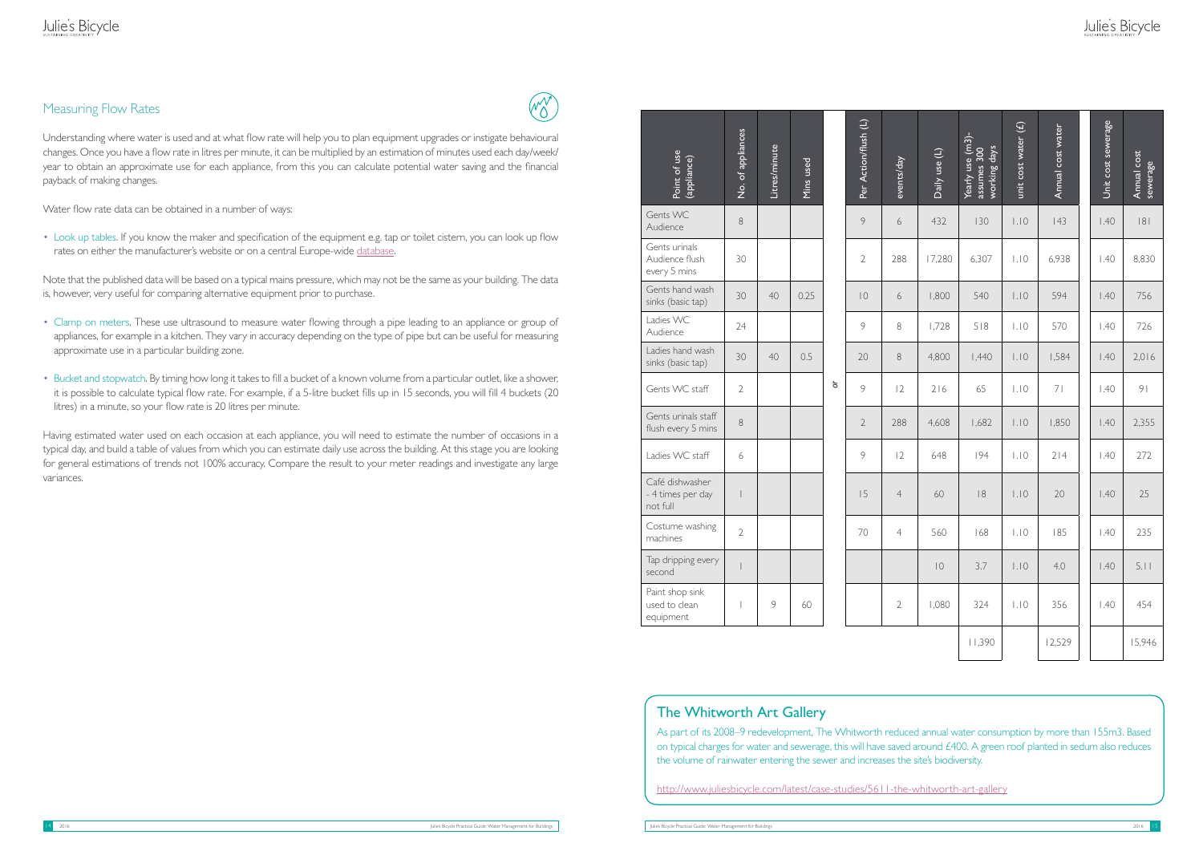## Measuring Flow Rates

Understanding where water is used and at what flow rate will help you to plan equipment upgrades or instigate behavioural changes. Once you have a flow rate in litres per minute, it can be multiplied by an estimation of minutes used each day/week/year to obtain an approximate use for each appliance, from this you can calculate potential water saving and the financial payback of making changes.

Water flow rate data can be obtained in a number of ways:

- Look up tables. If you know the maker and specification of the equipment e.g. tap or toilet cistern, you can look up flow rates on either the manufacturer's website or on a central Europe-wide database.

Note that the published data will be based on a typical mains pressure, which may not be the same as your building. The data is, however, very useful for comparing alternative equipment prior to purchase.

- Clamp on meters. These use ultrasound to measure water flowing through a pipe leading to an appliance or group of appliances, for example in a kitchen. They vary in accuracy depending on the type of pipe but can be useful for measuring approximate use in a particular building zone.
- Bucket and stopwatch. By timing how long it takes to fill a bucket of a known volume from a particular outlet, like a shower, it is possible to calculate typical flow rate. For example, if a 5-litre bucket fills up in 15 seconds, you will fill 4 buckets (20 litres) in a minute, so your flow rate is 20 litres per minute.

Having estimated water used on each occasion at each appliance, you will need to estimate the number of occasions in a typical day, and build a table of values from which you can estimate daily use across the building. At this stage you are looking for general estimations of trends not 100% accuracy. Compare the result to your meter readings and investigate any large variances.

| Point of use (appliance) | No. of appliances | Litres/minute | Mins used | or | Per Action/flush (L) | events/day | Daily use (L) | Yearly use (m3)- assumes 300 working days | unit cost water (£) | Annual cost water | Unit cost sewerage | Annual cost sewerage |
|---|---|---|---|---|---|---|---|---|---|---|---|---|
| Gents WC Audience | 8 | | | | 9 | 6 | 432 | 130 | 1.10 | 143 | 1.40 | 181 |
| Gents urinals Audience flush every 5 mins | 30 | | | | 2 | 288 | 17,280 | 6,307 | 1.10 | 6,938 | 1.40 | 8,830 |
| Gents hand wash sinks (basic tap) | 30 | 40 | 0.25 | | 10 | 6 | 1,800 | 540 | 1.10 | 594 | 1.40 | 756 |
| Ladies WC Audience | 24 | | | | 9 | 8 | 1,728 | 518 | 1.10 | 570 | 1.40 | 726 |
| Ladies hand wash sinks (basic tap) | 30 | 40 | 0.5 | | 20 | 8 | 4,800 | 1,440 | 1.10 | 1,584 | 1.40 | 2,016 |
| Gents WC staff | 2 | | | | 9 | 12 | 216 | 65 | 1.10 | 71 | 1.40 | 91 |
| Gents urinals staff flush every 5 mins | 8 | | | | 2 | 288 | 4,608 | 1,682 | 1.10 | 1,850 | 1.40 | 2,355 |
| Ladies WC staff | 6 | | | | 9 | 12 | 648 | 194 | 1.10 | 214 | 1.40 | 272 |
| Café dishwasher - 4 times per day not full | 1 | | | | 15 | 4 | 60 | 18 | 1.10 | 20 | 1.40 | 25 |
| Costume washing machines | 2 | | | | 70 | 4 | 560 | 168 | 1.10 | 185 | 1.40 | 235 |
| Tap dripping every second | 1 | | | | | | 10 | 3.7 | 1.10 | 4.0 | 1.40 | 5.11 |
| Paint shop sink used to clean equipment | 1 | 9 | 60 | | | 2 | 1,080 | 324 | 1.10 | 356 | 1.40 | 454 |
| | | | | | | | | 11,390 | | 12,529 | | 15,946 |

### The Whitworth Art Gallery

As part of its 2008–9 redevelopment, The Whitworth reduced annual water consumption by more than 155m3. Based on typical charges for water and sewerage, this will have saved around £400. A green roof planted in sedum also reduces the volume of rainwater entering the sewer and increases the site's biodiversity.

http://www.juliesbicycle.com/latest/case-studies/5611-the-whitworth-art-gallery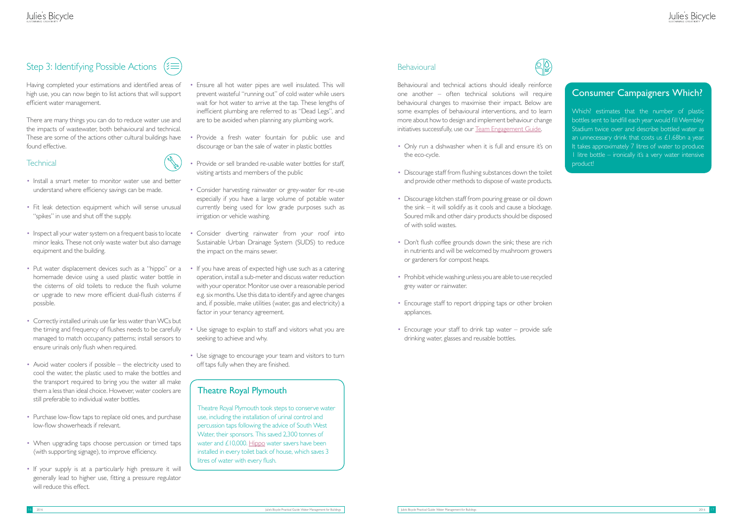## Step 3: Identifying Possible Actions

Having completed your estimations and identified areas of high use, you can now begin to list actions that will support efficient water management.

There are many things you can do to reduce water use and the impacts of wastewater, both behavioural and technical. These are some of the actions other cultural buildings have found effective.

### Technical

- Install a smart meter to monitor water use and better understand where efficiency savings can be made.
- Fit leak detection equipment which will sense unusual "spikes" in use and shut off the supply.
- Inspect all your water system on a frequent basis to locate minor leaks. These not only waste water but also damage equipment and the building.
- Put water displacement devices such as a "hippo" or a homemade device using a used plastic water bottle in the cisterns of old toilets to reduce the flush volume or upgrade to new more efficient dual-flush cisterns if possible.
- Correctly installed urinals use far less water than WCs but the timing and frequency of flushes needs to be carefully managed to match occupancy patterns; install sensors to ensure urinals only flush when required.
- Avoid water coolers if possible – the electricity used to cool the water, the plastic used to make the bottles and the transport required to bring you the water all make them a less than ideal choice. However, water coolers are still preferable to individual water bottles.
- Purchase low-flow taps to replace old ones, and purchase low-flow showerheads if relevant.
- When upgrading taps choose percussion or timed taps (with supporting signage), to improve efficiency.
- If your supply is at a particularly high pressure it will generally lead to higher use, fitting a pressure regulator will reduce this effect.
- Ensure all hot water pipes are well insulated. This will prevent wasteful "running out" of cold water while users wait for hot water to arrive at the tap. These lengths of inefficient plumbing are referred to as "Dead Legs", and are to be avoided when planning any plumbing work.
- Provide a fresh water fountain for public use and discourage or ban the sale of water in plastic bottles
- Provide or sell branded re-usable water bottles for staff, visiting artists and members of the public
- Consider harvesting rainwater or grey-water for re-use especially if you have a large volume of potable water currently being used for low grade purposes such as irrigation or vehicle washing.
- Consider diverting rainwater from your roof into Sustainable Urban Drainage System (SUDS) to reduce the impact on the mains sewer.
- If you have areas of expected high use such as a catering operation, install a sub-meter and discuss water reduction with your operator. Monitor use over a reasonable period e.g. six months. Use this data to identify and agree changes and, if possible, make utilities (water, gas and electricity) a factor in your tenancy agreement.
- Use signage to explain to staff and visitors what you are seeking to achieve and why.
- Use signage to encourage your team and visitors to turn off taps fully when they are finished.

### Theatre Royal Plymouth

Theatre Royal Plymouth took steps to conserve water use, including the installation of urinal control and percussion taps following the advice of South West Water, their sponsors. This saved 2,300 tonnes of water and £10,000. Hippo water savers have been installed in every toilet back of house, which saves 3 litres of water with every flush.

### Behavioural

Behavioural and technical actions should ideally reinforce one another – often technical solutions will require behavioural changes to maximise their impact. Below are some examples of behavioural interventions, and to learn more about how to design and implement behaviour change initiatives successfully, use our Team Engagement Guide.

- Only run a dishwasher when it is full and ensure it's on the eco-cycle.
- Discourage staff from flushing substances down the toilet and provide other methods to dispose of waste products.
- Discourage kitchen staff from pouring grease or oil down the sink – it will solidify as it cools and cause a blockage. Soured milk and other dairy products should be disposed of with solid wastes.
- Don't flush coffee grounds down the sink; these are rich in nutrients and will be welcomed by mushroom growers or gardeners for compost heaps.
- Prohibit vehicle washing unless you are able to use recycled grey water or rainwater.
- Encourage staff to report dripping taps or other broken appliances.
- Encourage your staff to drink tap water – provide safe drinking water, glasses and reusable bottles.

### Consumer Campaigners Which?

Which? estimates that the number of plastic bottles sent to landfill each year would fill Wembley Stadium twice over and describe bottled water as an unnecessary drink that costs us £1.68bn a year. It takes approximately 7 litres of water to produce 1 litre bottle – ironically it's a very water intensive product!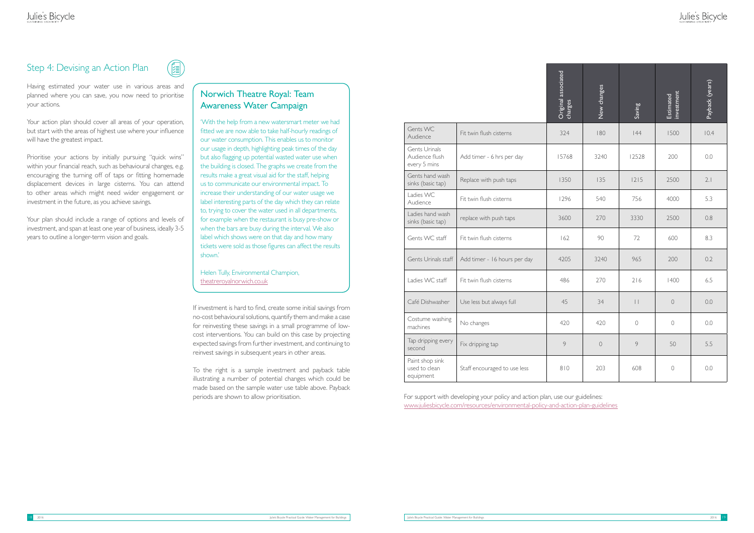## Step 4: Devising an Action Plan

Having estimated your water use in various areas and planned where you can save, you now need to prioritise your actions.

Your action plan should cover all areas of your operation, but start with the areas of highest use where your influence will have the greatest impact.

Prioritise your actions by initially pursuing "quick wins" within your financial reach, such as behavioural changes, e.g. encouraging the turning off of taps or fitting homemade displacement devices in large cisterns. You can attend to other areas which might need wider engagement or investment in the future, as you achieve savings.

Your plan should include a range of options and levels of investment, and span at least one year of business, ideally 3-5 years to outline a longer-term vision and goals.

### Norwich Theatre Royal: Team Awareness Water Campaign

'With the help from a new watersmart meter we had fitted we are now able to take half-hourly readings of our water consumption. This enables us to monitor our usage in depth, highlighting peak times of the day but also flagging up potential wasted water use when the building is closed. The graphs we create from the results make a great visual aid for the staff, helping us to communicate our environmental impact. To increase their understanding of our water usage we label interesting parts of the day which they can relate to, trying to cover the water used in all departments, for example when the restaurant is busy pre-show or when the bars are busy during the interval. We also label which shows were on that day and how many tickets were sold as those figures can affect the results shown.'

Helen Tully, Environmental Champion,
theatreroyalnorwich.co.uk

If investment is hard to find, create some initial savings from no-cost behavioural solutions, quantify them and make a case for reinvesting these savings in a small programme of low-cost interventions. You can build on this case by projecting expected savings from further investment, and continuing to reinvest savings in subsequent years in other areas.

To the right is a sample investment and payback table illustrating a number of potential changes which could be made based on the sample water use table above. Payback periods are shown to allow prioritisation.

| | | Original associated charges | New changes | Saving | Estimated investment | Payback (years) |
|---|---|---|---|---|---|---|
| Gents WC Audience | Fit twin flush cisterns | 324 | 180 | 144 | 1500 | 10.4 |
| Gents Urinals Audience flush every 5 mins | Add timer - 6 hrs per day | 15768 | 3240 | 12528 | 200 | 0.0 |
| Gents hand wash sinks (basic tap) | Replace with push taps | 1350 | 135 | 1215 | 2500 | 2.1 |
| Ladies WC Audience | Fit twin flush cisterns | 1296 | 540 | 756 | 4000 | 5.3 |
| Ladies hand wash sinks (basic tap) | replace with push taps | 3600 | 270 | 3330 | 2500 | 0.8 |
| Gents WC staff | Fit twin flush cisterns | 162 | 90 | 72 | 600 | 8.3 |
| Gents Urinals staff | Add timer - 16 hours per day | 4205 | 3240 | 965 | 200 | 0.2 |
| Ladies WC staff | Fit twin flush cisterns | 486 | 270 | 216 | 1400 | 6.5 |
| Café Dishwasher | Use less but always full | 45 | 34 | 11 | 0 | 0.0 |
| Costume washing machines | No changes | 420 | 420 | 0 | 0 | 0.0 |
| Tap dripping every second | Fix dripping tap | 9 | 0 | 9 | 50 | 5.5 |
| Paint shop sink used to clean equipment | Staff encouraged to use less | 810 | 203 | 608 | 0 | 0.0 |

For support with developing your policy and action plan, use our guidelines:
www.juliesbicycle.com/resources/environmental-policy-and-action-plan-guidelines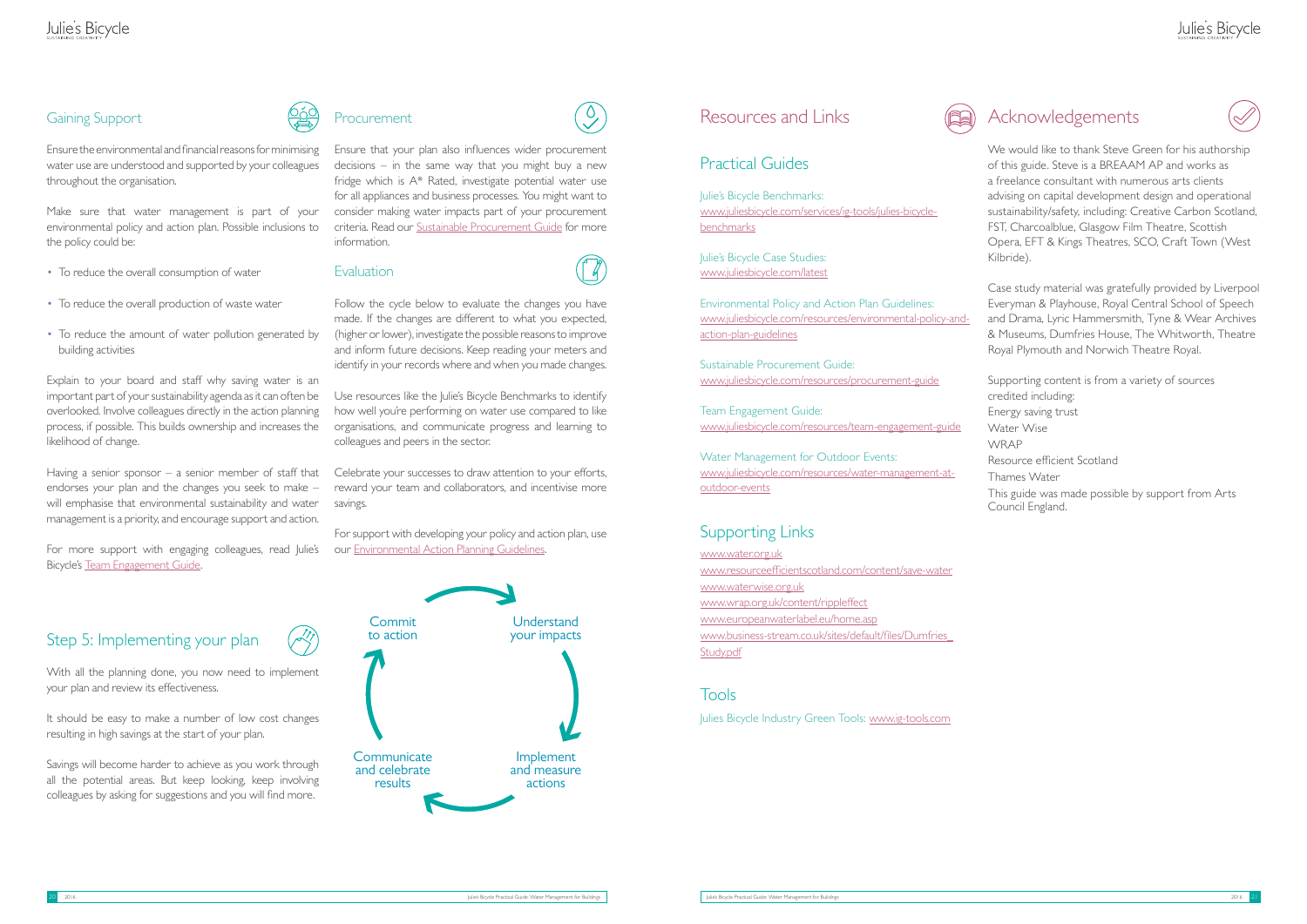## Gaining Support

Ensure the environmental and financial reasons for minimising water use are understood and supported by your colleagues throughout the organisation.

Make sure that water management is part of your environmental policy and action plan. Possible inclusions to the policy could be:

- To reduce the overall consumption of water
- To reduce the overall production of waste water
- To reduce the amount of water pollution generated by building activities

Explain to your board and staff why saving water is an important part of your sustainability agenda as it can often be overlooked. Involve colleagues directly in the action planning process, if possible. This builds ownership and increases the likelihood of change.

Having a senior sponsor – a senior member of staff that endorses your plan and the changes you seek to make – will emphasise that environmental sustainability and water management is a priority, and encourage support and action.

For more support with engaging colleagues, read Julie's Bicycle's Team Engagement Guide.

## Step 5: Implementing your plan

With all the planning done, you now need to implement your plan and review its effectiveness.

It should be easy to make a number of low cost changes resulting in high savings at the start of your plan.

Savings will become harder to achieve as you work through all the potential areas. But keep looking, keep involving colleagues by asking for suggestions and you will find more.

## Procurement

Ensure that your plan also influences wider procurement decisions – in the same way that you might buy a new fridge which is A* Rated, investigate potential water use for all appliances and business processes. You might want to consider making water impacts part of your procurement criteria. Read our Sustainable Procurement Guide for more information.

## Evaluation

Follow the cycle below to evaluate the changes you have made. If the changes are different to what you expected, (higher or lower), investigate the possible reasons to improve and inform future decisions. Keep reading your meters and identify in your records where and when you made changes.

Use resources like the Julie's Bicycle Benchmarks to identify how well you're performing on water use compared to like organisations, and communicate progress and learning to colleagues and peers in the sector.

Celebrate your successes to draw attention to your efforts, reward your team and collaborators, and incentivise more savings.

For support with developing your policy and action plan, use our Environmental Action Planning Guidelines.

Commit to action → Understand your impacts → Implement and measure actions → Communicate and celebrate results → Commit to action

# Resources and Links

## Practical Guides

Julie's Bicycle Benchmarks:
www.juliesbicycle.com/services/ig-tools/julies-bicycle-benchmarks

Julie's Bicycle Case Studies:
www.juliesbicycle.com/latest

Environmental Policy and Action Plan Guidelines:
www.juliesbicycle.com/resources/environmental-policy-and-action-plan-guidelines

Sustainable Procurement Guide:
www.juliesbicycle.com/resources/procurement-guide

Team Engagement Guide:
www.juliesbicycle.com/resources/team-engagement-guide

Water Management for Outdoor Events:
www.juliesbicycle.com/resources/water-management-at-outdoor-events

## Supporting Links

www.water.org.uk
www.resourceefficientscotland.com/content/save-water
www.waterwise.org.uk
www.wrap.org.uk/content/rippleffect
www.europeanwaterlabel.eu/home.asp
www.business-stream.co.uk/sites/default/files/Dumfries_Study.pdf

## Tools

Julies Bicycle Industry Green Tools: www.ig-tools.com

# Acknowledgements

We would like to thank Steve Green for his authorship of this guide. Steve is a BREAAM AP and works as a freelance consultant with numerous arts clients advising on capital development design and operational sustainability/safety, including: Creative Carbon Scotland, FST, Charcoalblue, Glasgow Film Theatre, Scottish Opera, EFT & Kings Theatres, SCO, Craft Town (West Kilbride).

Case study material was gratefully provided by Liverpool Everyman & Playhouse, Royal Central School of Speech and Drama, Lyric Hammersmith, Tyne & Wear Archives & Museums, Dumfries House, The Whitworth, Theatre Royal Plymouth and Norwich Theatre Royal.

Supporting content is from a variety of sources credited including:
Energy saving trust
Water Wise
WRAP
Resource efficient Scotland
Thames Water

This guide was made possible by support from Arts Council England.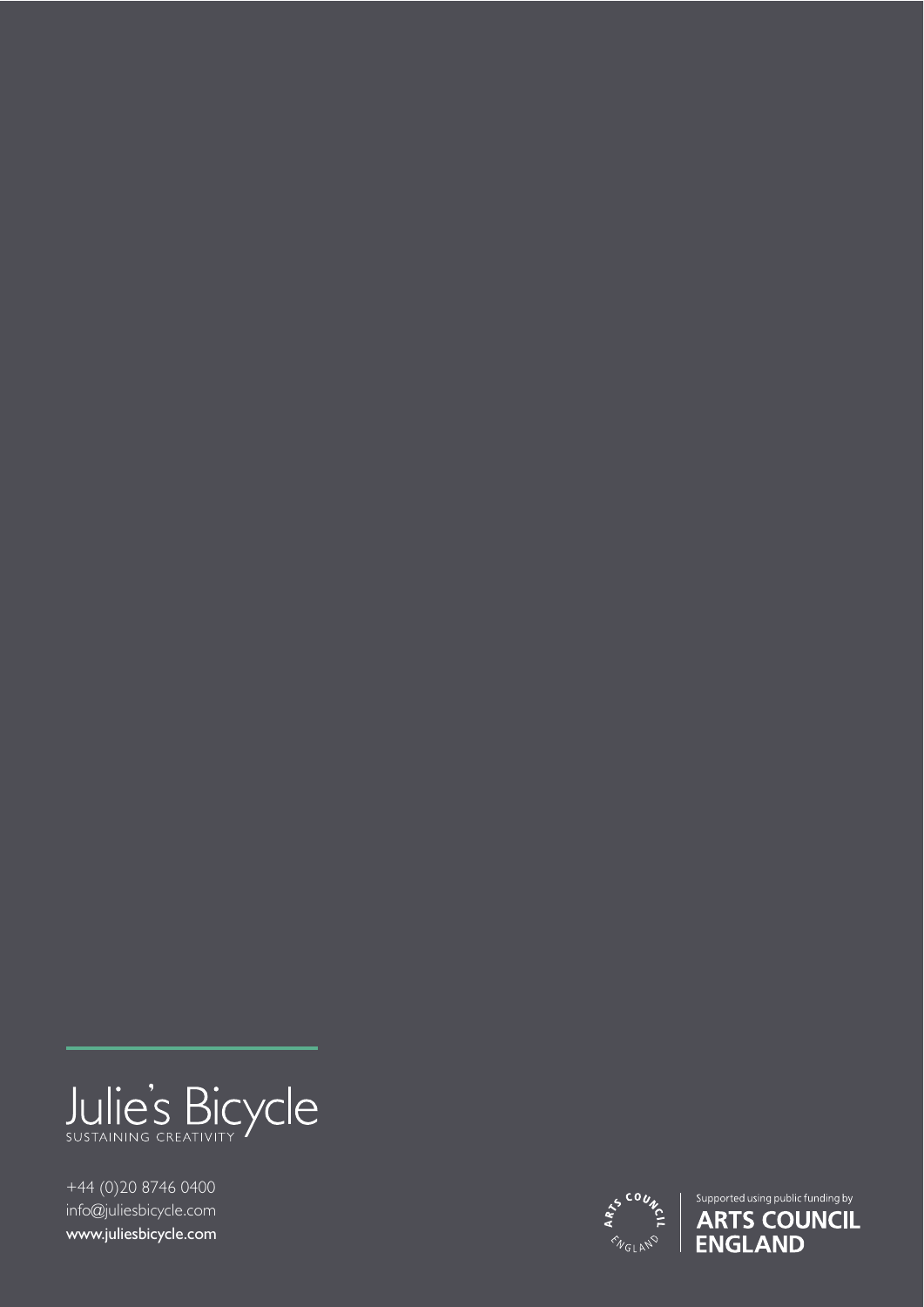Julie's Bicycle
SUSTAINING CREATIVITY

+44 (0)20 8746 0400
info@juliesbicycle.com
www.juliesbicycle.com

Supported using public funding by
ARTS COUNCIL
ENGLAND